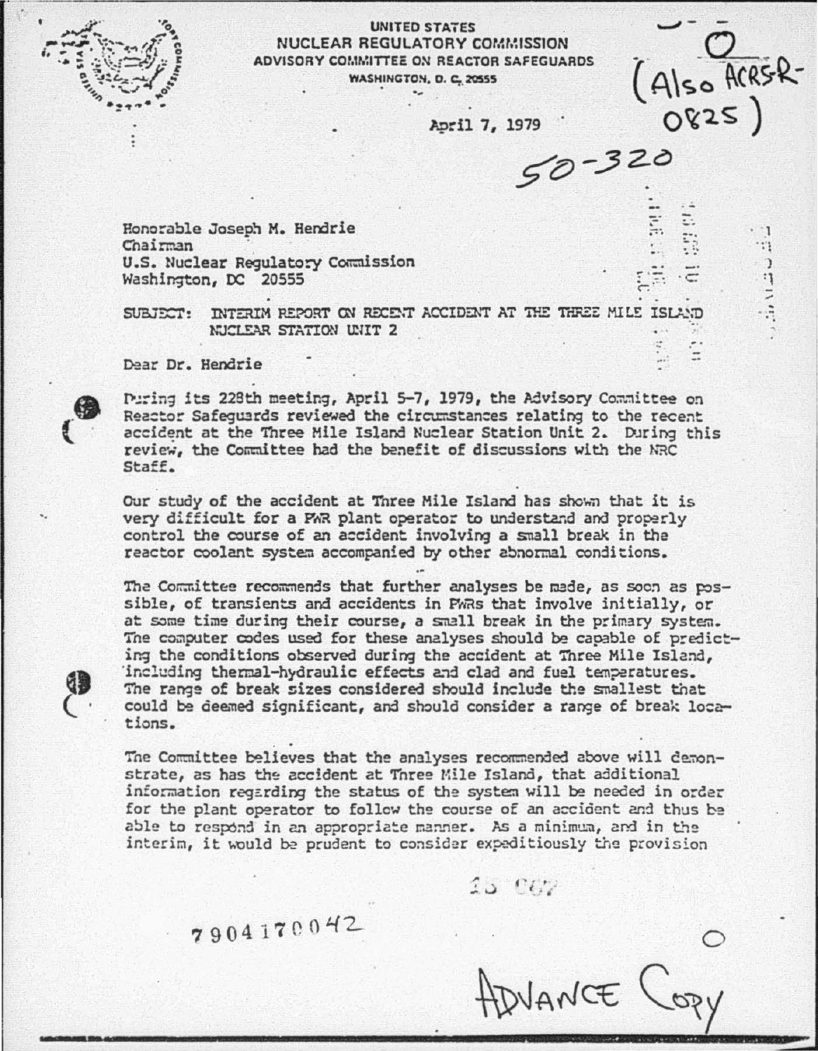UNITED STATES
NUCLEAR REGULATORY COMMISSION
ADVISORY COMMITTEE ON REACTOR SAFEGUARDS
WASHINGTON, D. C. 20555

(Also ACRS R-0825)

April 7, 1979

50-320

Honorable Joseph M. Hendrie
Chairman
U.S. Nuclear Regulatory Commission
Washington, DC 20555

SUBJECT: INTERIM REPORT ON RECENT ACCIDENT AT THE THREE MILE ISLAND NUCLEAR STATION UNIT 2

Dear Dr. Hendrie

During its 228th meeting, April 5-7, 1979, the Advisory Committee on Reactor Safeguards reviewed the circumstances relating to the recent accident at the Three Mile Island Nuclear Station Unit 2. During this review, the Committee had the benefit of discussions with the NRC Staff.

Our study of the accident at Three Mile Island has shown that it is very difficult for a PWR plant operator to understand and properly control the course of an accident involving a small break in the reactor coolant system accompanied by other abnormal conditions.

The Committee recommends that further analyses be made, as soon as possible, of transients and accidents in PWRs that involve initially, or at some time during their course, a small break in the primary system. The computer codes used for these analyses should be capable of predicting the conditions observed during the accident at Three Mile Island, including thermal-hydraulic effects and clad and fuel temperatures. The range of break sizes considered should include the smallest that could be deemed significant, and should consider a range of break locations.

The Committee believes that the analyses recommended above will demonstrate, as has the accident at Three Mile Island, that additional information regarding the status of the system will be needed in order for the plant operator to follow the course of an accident and thus be able to respond in an appropriate manner. As a minimum, and in the interim, it would be prudent to consider expeditiously the provision

7904170042

ADVANCE COPY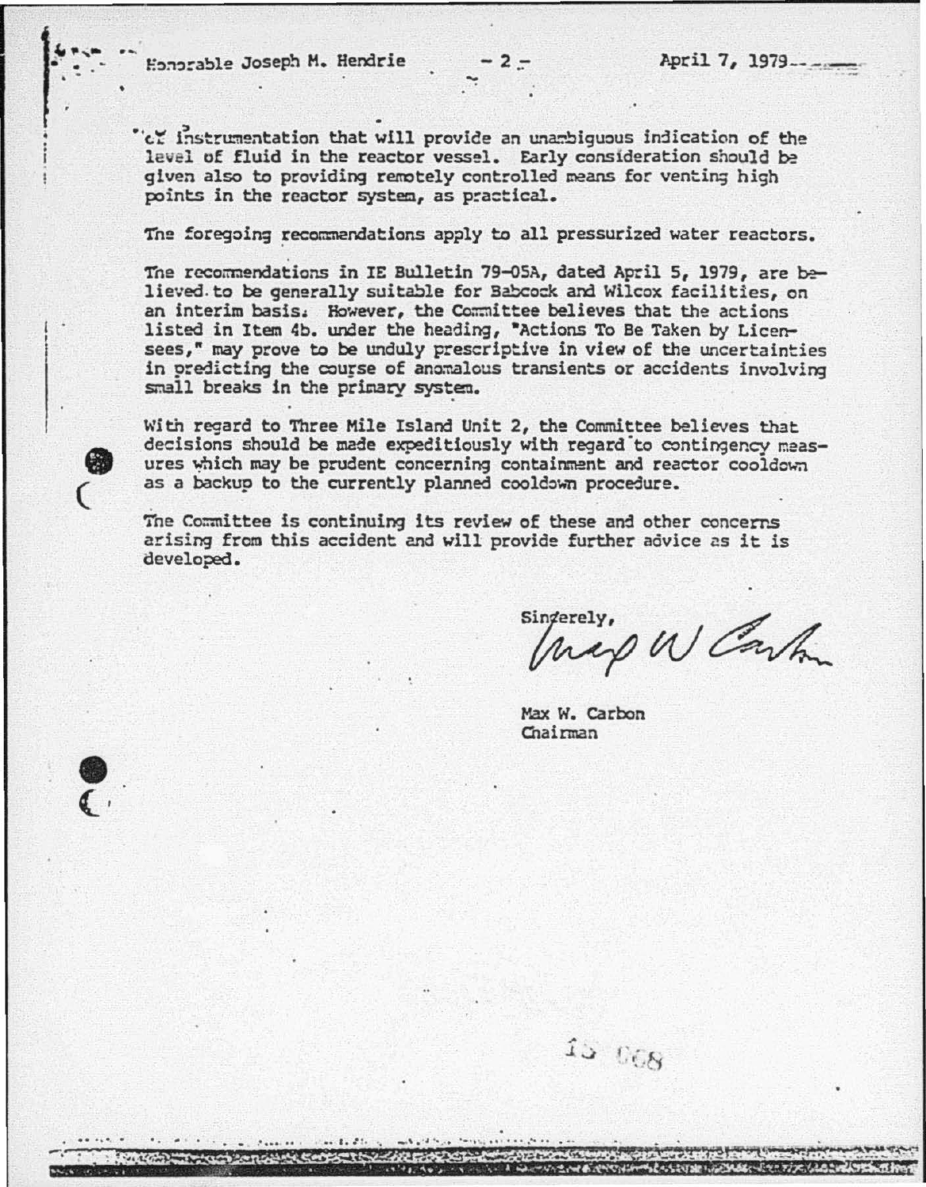of instrumentation that will provide an unambiguous indication of the level of fluid in the reactor vessel. Early consideration should be given also to providing remotely controlled means for venting high points in the reactor system, as practical.

The foregoing recommendations apply to all pressurized water reactors.

The recommendations in IE Bulletin 79-05A, dated April 5, 1979, are believed to be generally suitable for Babcock and Wilcox facilities, on an interim basis. However, the Committee believes that the actions listed in Item 4b. under the heading, "Actions To Be Taken by Licensees," may prove to be unduly prescriptive in view of the uncertainties in predicting the course of anomalous transients or accidents involving small breaks in the primary system.

With regard to Three Mile Island Unit 2, the Committee believes that decisions should be made expeditiously with regard to contingency measures which may be prudent concerning containment and reactor cooldown as a backup to the currently planned cooldown procedure.

The Committee is continuing its review of these and other concerns arising from this accident and will provide further advice as it is developed.

Sincerely,

Max W. Carbon
Chairman

15 068